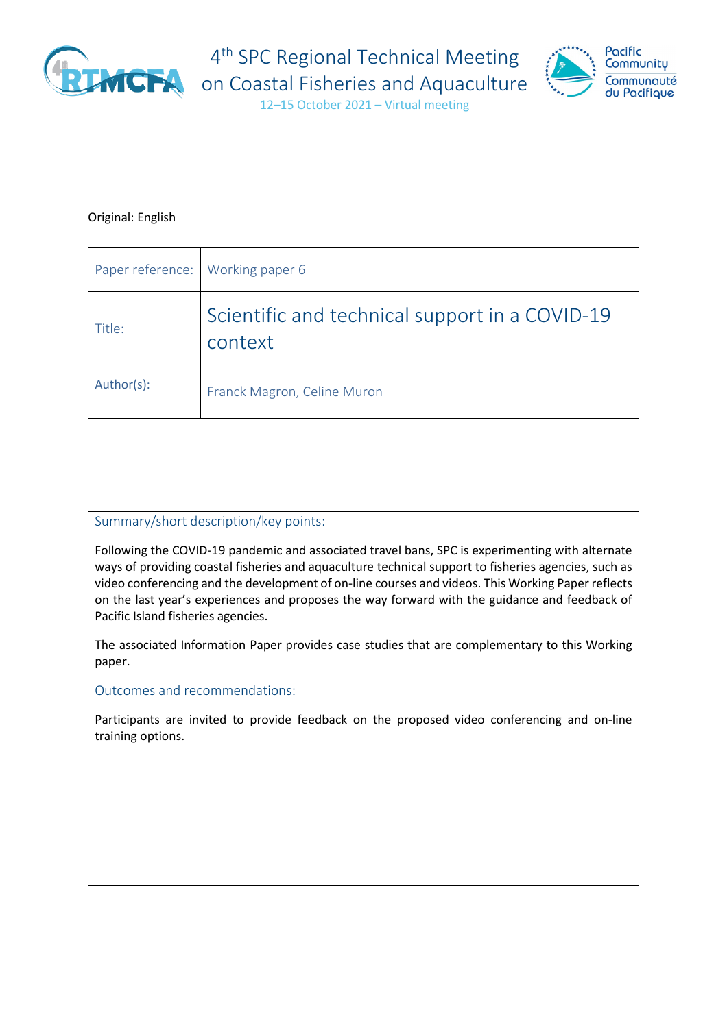# 4th SPC Regional Technical Meeting on Coastal Fisheries and Aquaculture

12–15 October 2021 – Virtual meeting

Original: English

| Paper reference: | Working paper 6 |
|---|---|
| Title: | Scientific and technical support in a COVID-19 context |
| Author(s): | Franck Magron, Celine Muron |

## Summary/short description/key points:

Following the COVID-19 pandemic and associated travel bans, SPC is experimenting with alternate ways of providing coastal fisheries and aquaculture technical support to fisheries agencies, such as video conferencing and the development of on-line courses and videos. This Working Paper reflects on the last year's experiences and proposes the way forward with the guidance and feedback of Pacific Island fisheries agencies.

The associated Information Paper provides case studies that are complementary to this Working paper.

## Outcomes and recommendations:

Participants are invited to provide feedback on the proposed video conferencing and on-line training options.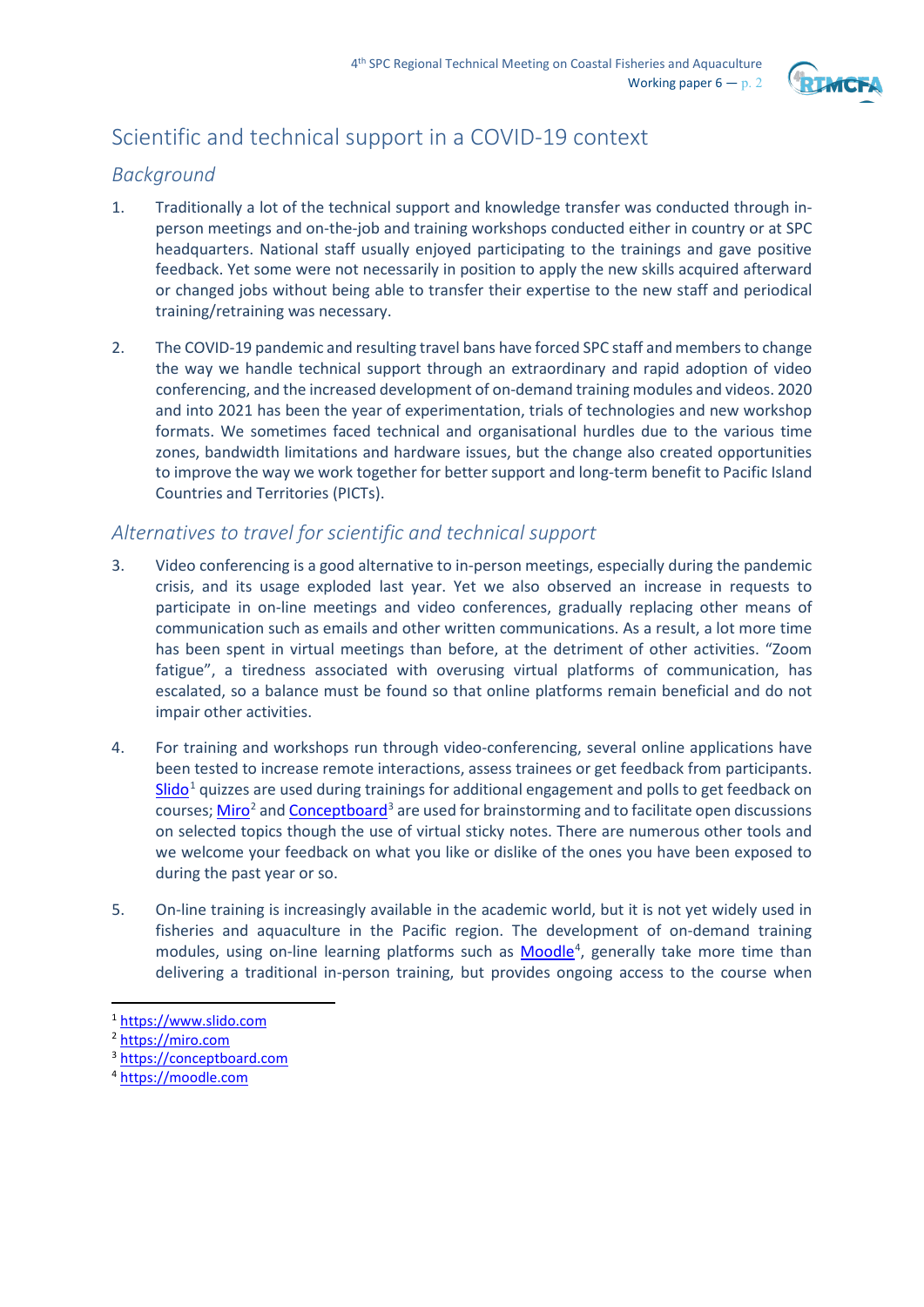# Scientific and technical support in a COVID-19 context

## Background

1. Traditionally a lot of the technical support and knowledge transfer was conducted through in-person meetings and on-the-job and training workshops conducted either in country or at SPC headquarters. National staff usually enjoyed participating to the trainings and gave positive feedback. Yet some were not necessarily in position to apply the new skills acquired afterward or changed jobs without being able to transfer their expertise to the new staff and periodical training/retraining was necessary.

2. The COVID-19 pandemic and resulting travel bans have forced SPC staff and members to change the way we handle technical support through an extraordinary and rapid adoption of video conferencing, and the increased development of on-demand training modules and videos. 2020 and into 2021 has been the year of experimentation, trials of technologies and new workshop formats. We sometimes faced technical and organisational hurdles due to the various time zones, bandwidth limitations and hardware issues, but the change also created opportunities to improve the way we work together for better support and long-term benefit to Pacific Island Countries and Territories (PICTs).

## Alternatives to travel for scientific and technical support

3. Video conferencing is a good alternative to in-person meetings, especially during the pandemic crisis, and its usage exploded last year. Yet we also observed an increase in requests to participate in on-line meetings and video conferences, gradually replacing other means of communication such as emails and other written communications. As a result, a lot more time has been spent in virtual meetings than before, at the detriment of other activities. "Zoom fatigue", a tiredness associated with overusing virtual platforms of communication, has escalated, so a balance must be found so that online platforms remain beneficial and do not impair other activities.

4. For training and workshops run through video-conferencing, several online applications have been tested to increase remote interactions, assess trainees or get feedback from participants. Slido[1] quizzes are used during trainings for additional engagement and polls to get feedback on courses; Miro[2] and Conceptboard[3] are used for brainstorming and to facilitate open discussions on selected topics though the use of virtual sticky notes. There are numerous other tools and we welcome your feedback on what you like or dislike of the ones you have been exposed to during the past year or so.

5. On-line training is increasingly available in the academic world, but it is not yet widely used in fisheries and aquaculture in the Pacific region. The development of on-demand training modules, using on-line learning platforms such as Moodle[4], generally take more time than delivering a traditional in-person training, but provides ongoing access to the course when

---

[1] https://www.slido.com

[2] https://miro.com

[3] https://conceptboard.com

[4] https://moodle.com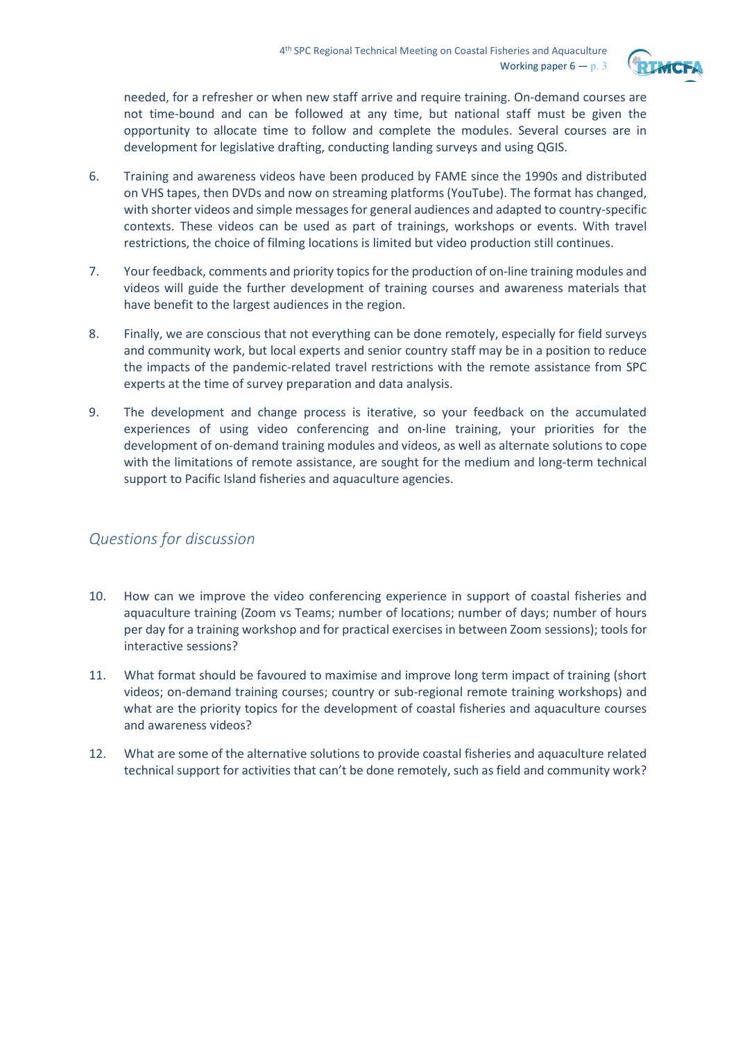needed, for a refresher or when new staff arrive and require training. On-demand courses are not time-bound and can be followed at any time, but national staff must be given the opportunity to allocate time to follow and complete the modules. Several courses are in development for legislative drafting, conducting landing surveys and using QGIS.

6. Training and awareness videos have been produced by FAME since the 1990s and distributed on VHS tapes, then DVDs and now on streaming platforms (YouTube). The format has changed, with shorter videos and simple messages for general audiences and adapted to country-specific contexts. These videos can be used as part of trainings, workshops or events. With travel restrictions, the choice of filming locations is limited but video production still continues.

7. Your feedback, comments and priority topics for the production of on-line training modules and videos will guide the further development of training courses and awareness materials that have benefit to the largest audiences in the region.

8. Finally, we are conscious that not everything can be done remotely, especially for field surveys and community work, but local experts and senior country staff may be in a position to reduce the impacts of the pandemic-related travel restrictions with the remote assistance from SPC experts at the time of survey preparation and data analysis.

9. The development and change process is iterative, so your feedback on the accumulated experiences of using video conferencing and on-line training, your priorities for the development of on-demand training modules and videos, as well as alternate solutions to cope with the limitations of remote assistance, are sought for the medium and long-term technical support to Pacific Island fisheries and aquaculture agencies.

## *Questions for discussion*

10. How can we improve the video conferencing experience in support of coastal fisheries and aquaculture training (Zoom vs Teams; number of locations; number of days; number of hours per day for a training workshop and for practical exercises in between Zoom sessions); tools for interactive sessions?

11. What format should be favoured to maximise and improve long term impact of training (short videos; on-demand training courses; country or sub-regional remote training workshops) and what are the priority topics for the development of coastal fisheries and aquaculture courses and awareness videos?

12. What are some of the alternative solutions to provide coastal fisheries and aquaculture related technical support for activities that can't be done remotely, such as field and community work?